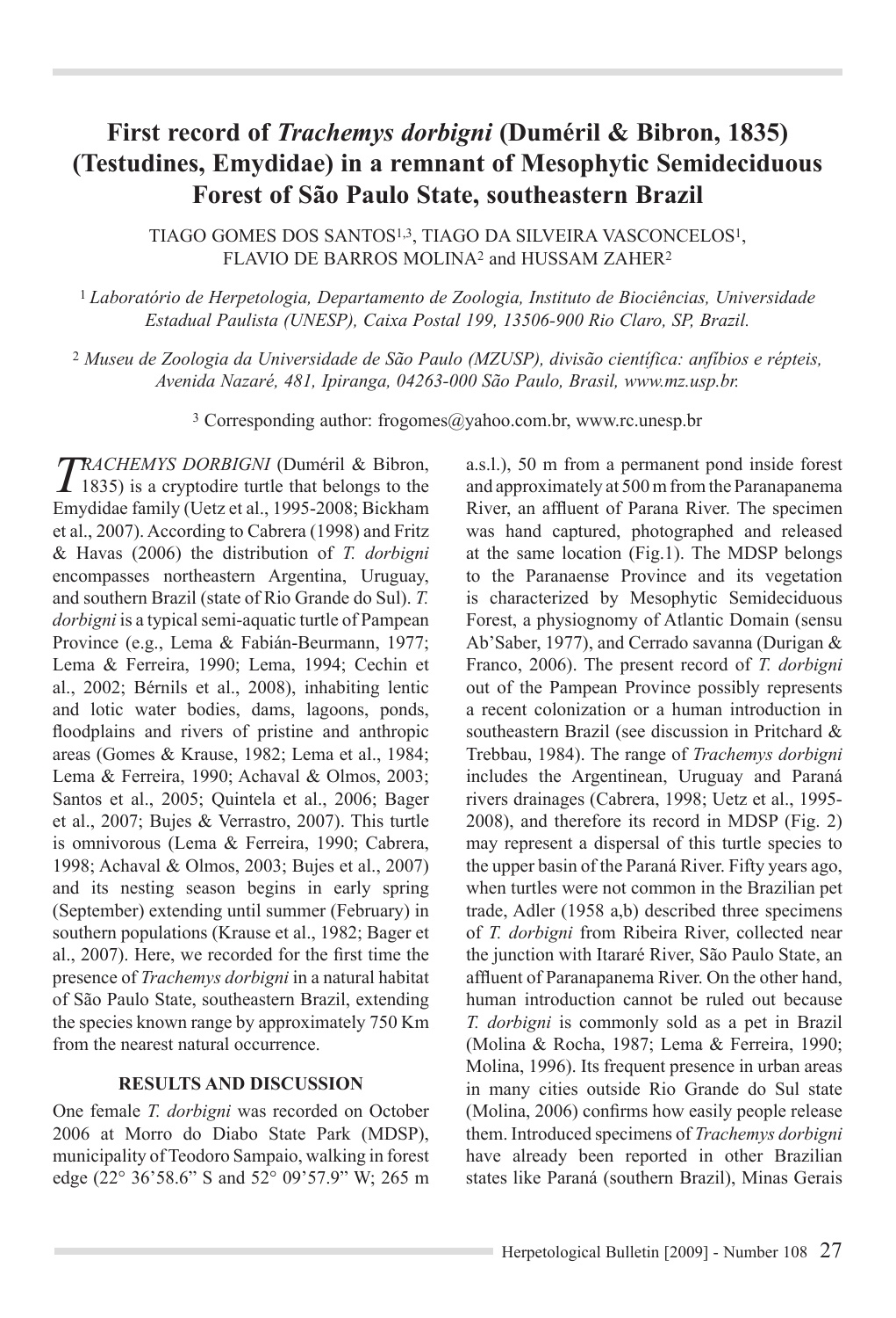# First record of *Trachemys dorbigni* (Duméril & Bibron, 1835) (Testudines, Emydidae) in a remnant of Mesophytic Semideciduous Forest of São Paulo State, southeastern Brazil

TIAGO GOMES DOS SANTOS[1,3], TIAGO DA SILVEIRA VASCONCELOS[1], FLAVIO DE BARROS MOLINA[2] and HUSSAM ZAHER[2]

[1] *Laboratório de Herpetologia, Departamento de Zoologia, Instituto de Biociências, Universidade Estadual Paulista (UNESP), Caixa Postal 199, 13506-900 Rio Claro, SP, Brazil.*

[2] *Museu de Zoologia da Universidade de São Paulo (MZUSP), divisão científica: anfíbios e répteis, Avenida Nazaré, 481, Ipiranga, 04263-000 São Paulo, Brasil, www.mz.usp.br.*

[3] Corresponding author: frogomes@yahoo.com.br, www.rc.unesp.br

*TRACHEMYS DORBIGNI* (Duméril & Bibron, 1835) is a cryptodire turtle that belongs to the Emydidae family (Uetz et al., 1995-2008; Bickham et al., 2007). According to Cabrera (1998) and Fritz & Havas (2006) the distribution of *T. dorbigni* encompasses northeastern Argentina, Uruguay, and southern Brazil (state of Rio Grande do Sul). *T. dorbigni* is a typical semi-aquatic turtle of Pampean Province (e.g., Lema & Fabián-Beurmann, 1977; Lema & Ferreira, 1990; Lema, 1994; Cechin et al., 2002; Bérnils et al., 2008), inhabiting lentic and lotic water bodies, dams, lagoons, ponds, floodplains and rivers of pristine and anthropic areas (Gomes & Krause, 1982; Lema et al., 1984; Lema & Ferreira, 1990; Achaval & Olmos, 2003; Santos et al., 2005; Quintela et al., 2006; Bager et al., 2007; Bujes & Verrastro, 2007). This turtle is omnivorous (Lema & Ferreira, 1990; Cabrera, 1998; Achaval & Olmos, 2003; Bujes et al., 2007) and its nesting season begins in early spring (September) extending until summer (February) in southern populations (Krause et al., 1982; Bager et al., 2007). Here, we recorded for the first time the presence of *Trachemys dorbigni* in a natural habitat of São Paulo State, southeastern Brazil, extending the species known range by approximately 750 Km from the nearest natural occurrence.

## RESULTS AND DISCUSSION

One female *T. dorbigni* was recorded on October 2006 at Morro do Diabo State Park (MDSP), municipality of Teodoro Sampaio, walking in forest edge (22° 36'58.6" S and 52° 09'57.9" W; 265 m a.s.l.), 50 m from a permanent pond inside forest and approximately at 500 m from the Paranapanema River, an affluent of Parana River. The specimen was hand captured, photographed and released at the same location (Fig.1). The MDSP belongs to the Paranaense Province and its vegetation is characterized by Mesophytic Semideciduous Forest, a physiognomy of Atlantic Domain (sensu Ab'Saber, 1977), and Cerrado savanna (Durigan & Franco, 2006). The present record of *T. dorbigni* out of the Pampean Province possibly represents a recent colonization or a human introduction in southeastern Brazil (see discussion in Pritchard & Trebbau, 1984). The range of *Trachemys dorbigni* includes the Argentinean, Uruguay and Paraná rivers drainages (Cabrera, 1998; Uetz et al., 1995-2008), and therefore its record in MDSP (Fig. 2) may represent a dispersal of this turtle species to the upper basin of the Paraná River. Fifty years ago, when turtles were not common in the Brazilian pet trade, Adler (1958 a,b) described three specimens of *T. dorbigni* from Ribeira River, collected near the junction with Itararé River, São Paulo State, an affluent of Paranapanema River. On the other hand, human introduction cannot be ruled out because *T. dorbigni* is commonly sold as a pet in Brazil (Molina & Rocha, 1987; Lema & Ferreira, 1990; Molina, 1996). Its frequent presence in urban areas in many cities outside Rio Grande do Sul state (Molina, 2006) confirms how easily people release them. Introduced specimens of *Trachemys dorbigni* have already been reported in other Brazilian states like Paraná (southern Brazil), Minas Gerais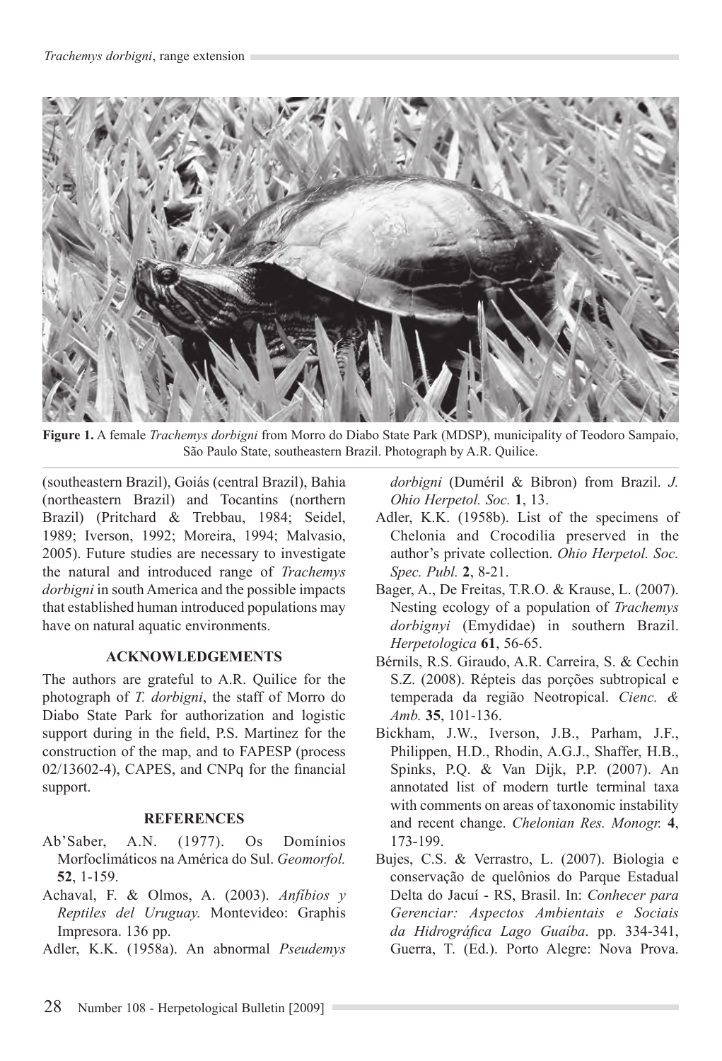**Figure 1.** A female *Trachemys dorbigni* from Morro do Diabo State Park (MDSP), municipality of Teodoro Sampaio, São Paulo State, southeastern Brazil. Photograph by A.R. Quilice.

(southeastern Brazil), Goiás (central Brazil), Bahia (northeastern Brazil) and Tocantins (northern Brazil) (Pritchard & Trebbau, 1984; Seidel, 1989; Iverson, 1992; Moreira, 1994; Malvasio, 2005). Future studies are necessary to investigate the natural and introduced range of *Trachemys dorbigni* in south America and the possible impacts that established human introduced populations may have on natural aquatic environments.

## ACKNOWLEDGEMENTS

The authors are grateful to A.R. Quilice for the photograph of *T. dorbigni*, the staff of Morro do Diabo State Park for authorization and logistic support during in the field, P.S. Martinez for the construction of the map, and to FAPESP (process 02/13602-4), CAPES, and CNPq for the financial support.

## REFERENCES

Ab'Saber, A.N. (1977). Os Domínios Morfoclimáticos na América do Sul. *Geomorfol.* **52**, 1-159.

Achaval, F. & Olmos, A. (2003). *Anfíbios y Reptiles del Uruguay.* Montevideo: Graphis Impresora. 136 pp.

Adler, K.K. (1958a). An abnormal *Pseudemys dorbigni* (Duméril & Bibron) from Brazil. *J. Ohio Herpetol. Soc.* **1**, 13.

Adler, K.K. (1958b). List of the specimens of Chelonia and Crocodilia preserved in the author's private collection. *Ohio Herpetol. Soc. Spec. Publ.* **2**, 8-21.

Bager, A., De Freitas, T.R.O. & Krause, L. (2007). Nesting ecology of a population of *Trachemys dorbignyi* (Emydidae) in southern Brazil. *Herpetologica* **61**, 56-65.

Bérnils, R.S. Giraudo, A.R. Carreira, S. & Cechin S.Z. (2008). Répteis das porções subtropical e temperada da região Neotropical. *Cienc. & Amb.* **35**, 101-136.

Bickham, J.W., Iverson, J.B., Parham, J.F., Philippen, H.D., Rhodin, A.G.J., Shaffer, H.B., Spinks, P.Q. & Van Dijk, P.P. (2007). An annotated list of modern turtle terminal taxa with comments on areas of taxonomic instability and recent change. *Chelonian Res. Monogr.* **4**, 173-199.

Bujes, C.S. & Verrastro, L. (2007). Biologia e conservação de quelônios do Parque Estadual Delta do Jacuí - RS, Brasil. In: *Conhecer para Gerenciar: Aspectos Ambientais e Sociais da Hidrográfica Lago Guaíba*. pp. 334-341, Guerra, T. (Ed.). Porto Alegre: Nova Prova.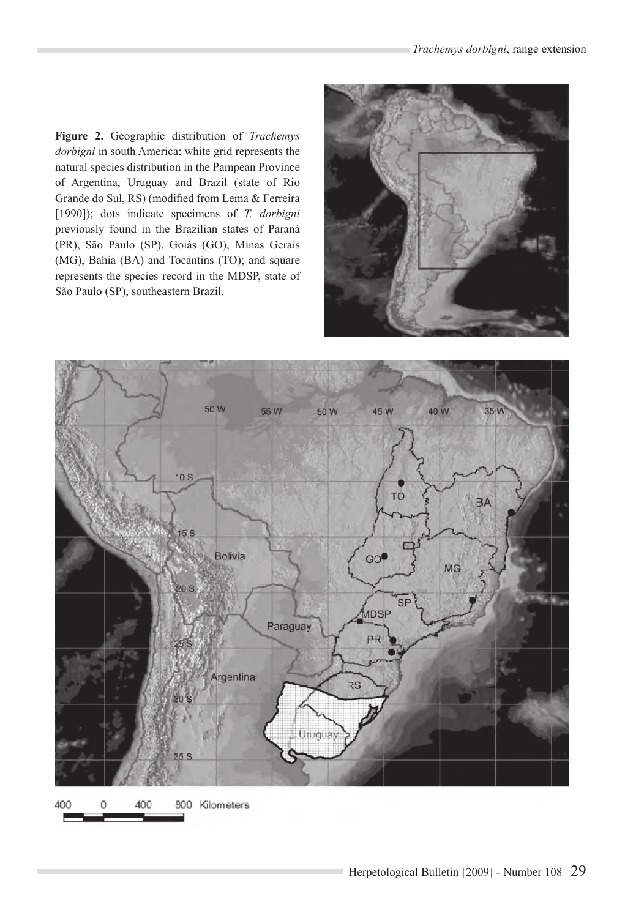**Figure 2.** Geographic distribution of *Trachemys dorbigni* in south America: white grid represents the natural species distribution in the Pampean Province of Argentina, Uruguay and Brazil (state of Rio Grande do Sul, RS) (modified from Lema & Ferreira [1990]); dots indicate specimens of *T. dorbigni* previously found in the Brazilian states of Paraná (PR), São Paulo (SP), Goiás (GO), Minas Gerais (MG), Bahia (BA) and Tocantins (TO); and square represents the species record in the MDSP, state of São Paulo (SP), southeastern Brazil.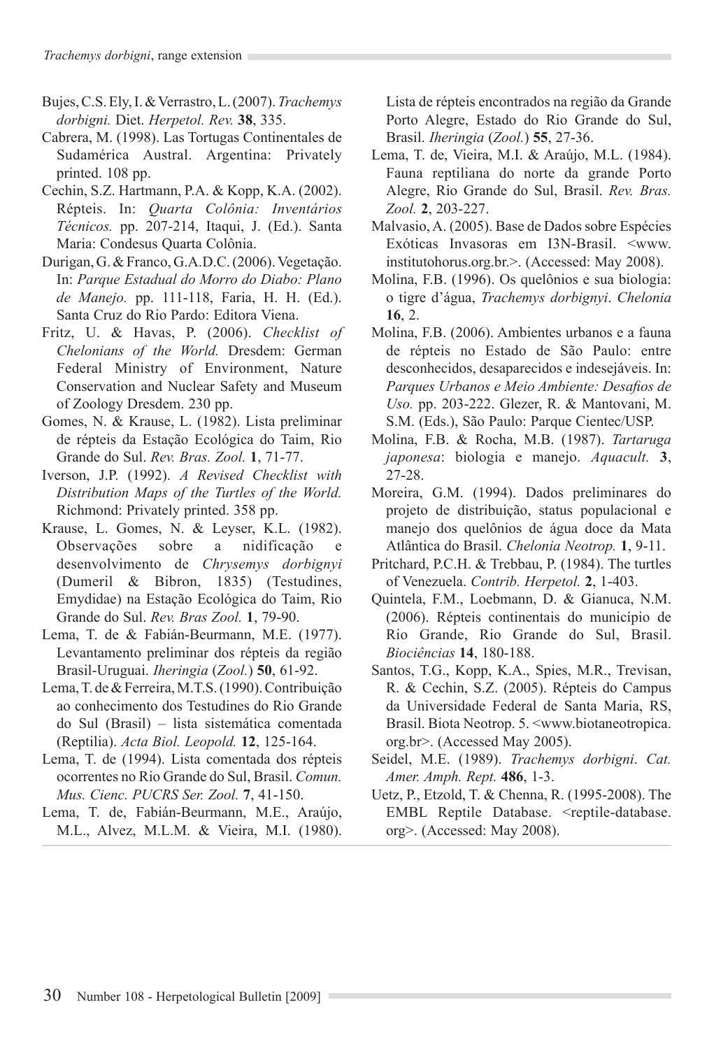Bujes, C.S. Ely, I. & Verrastro, L. (2007). *Trachemys dorbigni.* Diet. *Herpetol. Rev.* **38**, 335.

Cabrera, M. (1998). Las Tortugas Continentales de Sudamérica Austral. Argentina: Privately printed. 108 pp.

Cechin, S.Z. Hartmann, P.A. & Kopp, K.A. (2002). Répteis. In: *Quarta Colônia: Inventários Técnicos.* pp. 207-214, Itaqui, J. (Ed.). Santa Maria: Condesus Quarta Colônia.

Durigan, G. & Franco, G.A.D.C. (2006). Vegetação. In: *Parque Estadual do Morro do Diabo: Plano de Manejo.* pp. 111-118, Faria, H. H. (Ed.). Santa Cruz do Rio Pardo: Editora Viena.

Fritz, U. & Havas, P. (2006). *Checklist of Chelonians of the World.* Dresdem: German Federal Ministry of Environment, Nature Conservation and Nuclear Safety and Museum of Zoology Dresdem. 230 pp.

Gomes, N. & Krause, L. (1982). Lista preliminar de répteis da Estação Ecológica do Taim, Rio Grande do Sul. *Rev. Bras. Zool.* **1**, 71-77.

Iverson, J.P. (1992). *A Revised Checklist with Distribution Maps of the Turtles of the World.* Richmond: Privately printed. 358 pp.

Krause, L. Gomes, N. & Leyser, K.L. (1982). Observações sobre a nidificação e desenvolvimento de *Chrysemys dorbignyi* (Dumeril & Bibron, 1835) (Testudines, Emydidae) na Estação Ecológica do Taim, Rio Grande do Sul. *Rev. Bras Zool.* **1**, 79-90.

Lema, T. de & Fabián-Beurmann, M.E. (1977). Levantamento preliminar dos répteis da região Brasil-Uruguai. *Iheringia* (*Zool.*) **50**, 61-92.

Lema, T. de & Ferreira, M.T.S. (1990). Contribuição ao conhecimento dos Testudines do Rio Grande do Sul (Brasil) – lista sistemática comentada (Reptilia). *Acta Biol. Leopold.* **12**, 125-164.

Lema, T. de (1994). Lista comentada dos répteis ocorrentes no Rio Grande do Sul, Brasil. *Comun. Mus. Cienc. PUCRS Ser. Zool.* **7**, 41-150.

Lema, T. de, Fabián-Beurmann, M.E., Araújo, M.L., Alvez, M.L.M. & Vieira, M.I. (1980). Lista de répteis encontrados na região da Grande Porto Alegre, Estado do Rio Grande do Sul, Brasil. *Iheringia* (*Zool.*) **55**, 27-36.

Lema, T. de, Vieira, M.I. & Araújo, M.L. (1984). Fauna reptiliana do norte da grande Porto Alegre, Rio Grande do Sul, Brasil. *Rev. Bras. Zool.* **2**, 203-227.

Malvasio, A. (2005). Base de Dados sobre Espécies Exóticas Invasoras em I3N-Brasil. <www.institutohorus.org.br.>. (Accessed: May 2008).

Molina, F.B. (1996). Os quelônios e sua biologia: o tigre d'água, *Trachemys dorbignyi*. *Chelonia* **16**, 2.

Molina, F.B. (2006). Ambientes urbanos e a fauna de répteis no Estado de São Paulo: entre desconhecidos, desaparecidos e indesejáveis. In: *Parques Urbanos e Meio Ambiente: Desafios de Uso.* pp. 203-222. Glezer, R. & Mantovani, M. S.M. (Eds.), São Paulo: Parque Cientec/USP.

Molina, F.B. & Rocha, M.B. (1987). *Tartaruga japonesa*: biologia e manejo. *Aquacult.* **3**, 27-28.

Moreira, G.M. (1994). Dados preliminares do projeto de distribuição, status populacional e manejo dos quelônios de água doce da Mata Atlântica do Brasil. *Chelonia Neotrop.* **1**, 9-11.

Pritchard, P.C.H. & Trebbau, P. (1984). The turtles of Venezuela. *Contrib. Herpetol.* **2**, 1-403.

Quintela, F.M., Loebmann, D. & Gianuca, N.M. (2006). Répteis continentais do município de Rio Grande, Rio Grande do Sul, Brasil. *Biociências* **14**, 180-188.

Santos, T.G., Kopp, K.A., Spies, M.R., Trevisan, R. & Cechin, S.Z. (2005). Répteis do Campus da Universidade Federal de Santa Maria, RS, Brasil. Biota Neotrop. 5. <www.biotaneotropica.org.br>. (Accessed May 2005).

Seidel, M.E. (1989). *Trachemys dorbigni*. *Cat. Amer. Amph. Rept.* **486**, 1-3.

Uetz, P., Etzold, T. & Chenna, R. (1995-2008). The EMBL Reptile Database. <reptile-database.org>. (Accessed: May 2008).